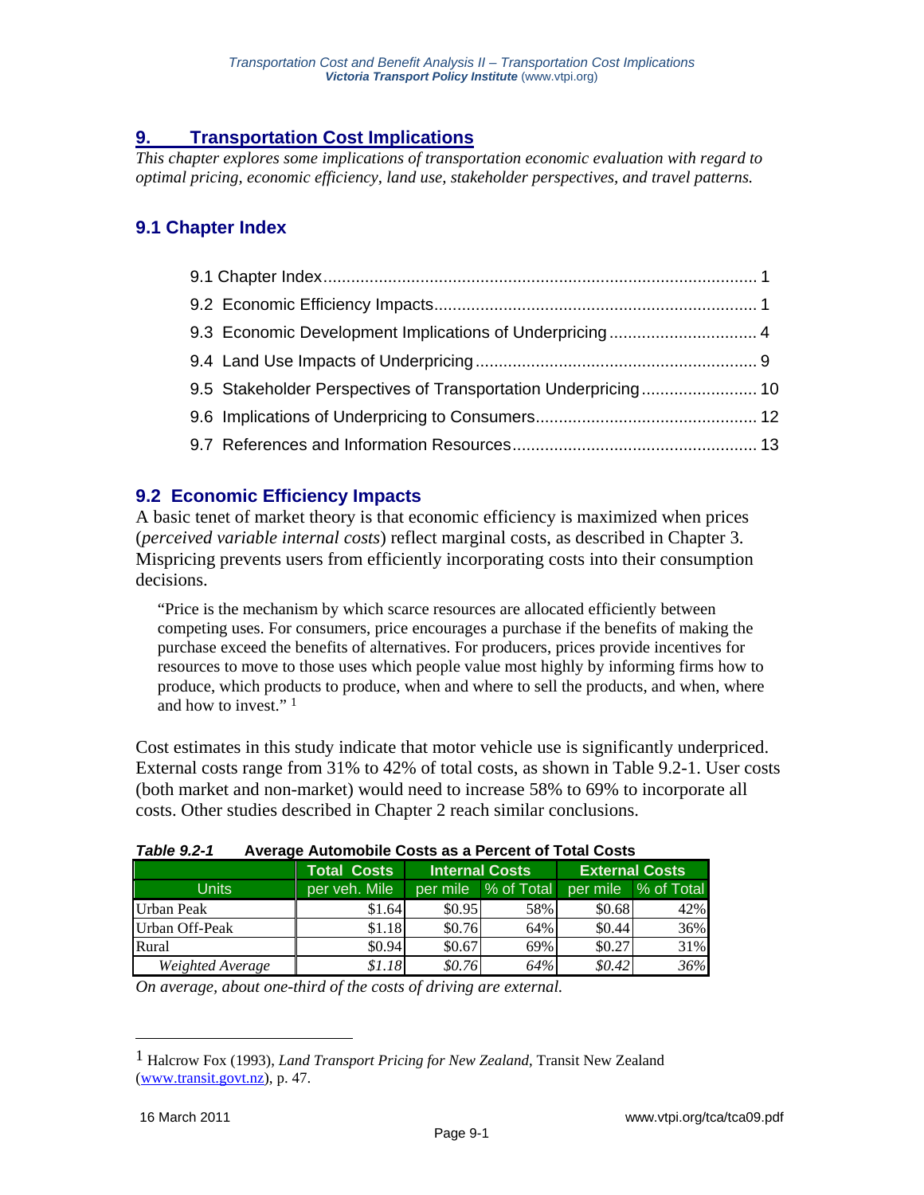# 9. Transportation Cost Implications

*This chapter explores some implications of transportation economic evaluation with regard to optimal pricing, economic efficiency, land use, stakeholder perspectives, and travel patterns.*

## 9.1 Chapter Index

9.1 Chapter Index ........................................................ 1
9.2 Economic Efficiency Impacts ........................................ 1
9.3 Economic Development Implications of Underpricing ............ 4
9.4 Land Use Impacts of Underpricing ................................. 9
9.5 Stakeholder Perspectives of Transportation Underpricing ...... 10
9.6 Implications of Underpricing to Consumers ...................... 12
9.7 References and Information Resources ........................... 13

## 9.2 Economic Efficiency Impacts

A basic tenet of market theory is that economic efficiency is maximized when prices (*perceived variable internal costs*) reflect marginal costs, as described in Chapter 3. Mispricing prevents users from efficiently incorporating costs into their consumption decisions.

> "Price is the mechanism by which scarce resources are allocated efficiently between competing uses. For consumers, price encourages a purchase if the benefits of making the purchase exceed the benefits of alternatives. For producers, prices provide incentives for resources to move to those uses which people value most highly by informing firms how to produce, which products to produce, when and where to sell the products, and when, where and how to invest." [1]

Cost estimates in this study indicate that motor vehicle use is significantly underpriced. External costs range from 31% to 42% of total costs, as shown in Table 9.2-1. User costs (both market and non-market) would need to increase 58% to 69% to incorporate all costs. Other studies described in Chapter 2 reach similar conclusions.

***Table 9.2-1*** **Average Automobile Costs as a Percent of Total Costs**

| | Total Costs | Internal Costs | | External Costs | |
|---|---|---|---|---|---|
| Units | per veh. Mile | per mile | % of Total | per mile | % of Total |
| Urban Peak | $1.64 | $0.95 | 58% | $0.68 | 42% |
| Urban Off-Peak | $1.18 | $0.76 | 64% | $0.44 | 36% |
| Rural | $0.94 | $0.67 | 69% | $0.27 | 31% |
| *Weighted Average* | *$1.18* | *$0.76* | *64%* | *$0.42* | *36%* |

*On average, about one-third of the costs of driving are external.*

---

[1] Halcrow Fox (1993), *Land Transport Pricing for New Zealand*, Transit New Zealand (www.transit.govt.nz), p. 47.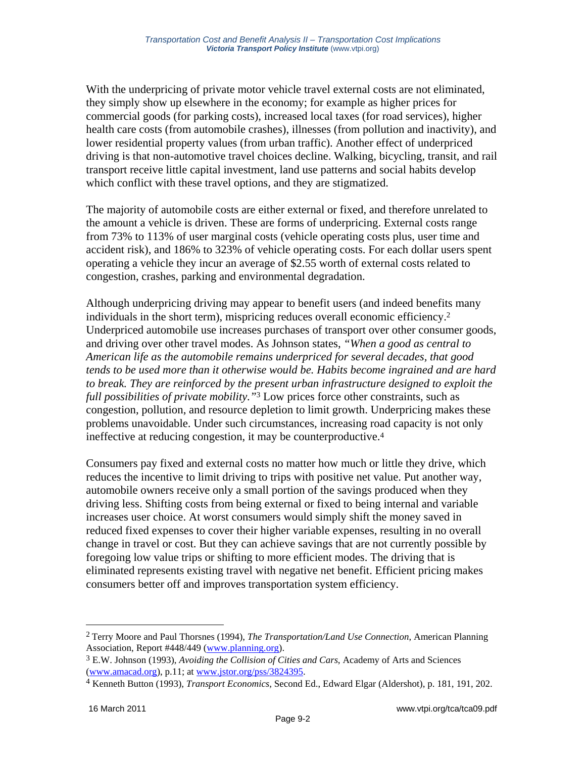With the underpricing of private motor vehicle travel external costs are not eliminated, they simply show up elsewhere in the economy; for example as higher prices for commercial goods (for parking costs), increased local taxes (for road services), higher health care costs (from automobile crashes), illnesses (from pollution and inactivity), and lower residential property values (from urban traffic). Another effect of underpriced driving is that non-automotive travel choices decline. Walking, bicycling, transit, and rail transport receive little capital investment, land use patterns and social habits develop which conflict with these travel options, and they are stigmatized.

The majority of automobile costs are either external or fixed, and therefore unrelated to the amount a vehicle is driven. These are forms of underpricing. External costs range from 73% to 113% of user marginal costs (vehicle operating costs plus, user time and accident risk), and 186% to 323% of vehicle operating costs. For each dollar users spent operating a vehicle they incur an average of $2.55 worth of external costs related to congestion, crashes, parking and environmental degradation.

Although underpricing driving may appear to benefit users (and indeed benefits many individuals in the short term), mispricing reduces overall economic efficiency.[2] Underpriced automobile use increases purchases of transport over other consumer goods, and driving over other travel modes. As Johnson states, *"When a good as central to American life as the automobile remains underpriced for several decades, that good tends to be used more than it otherwise would be. Habits become ingrained and are hard to break. They are reinforced by the present urban infrastructure designed to exploit the full possibilities of private mobility."*[3] Low prices force other constraints, such as congestion, pollution, and resource depletion to limit growth. Underpricing makes these problems unavoidable. Under such circumstances, increasing road capacity is not only ineffective at reducing congestion, it may be counterproductive.[4]

Consumers pay fixed and external costs no matter how much or little they drive, which reduces the incentive to limit driving to trips with positive net value. Put another way, automobile owners receive only a small portion of the savings produced when they driving less. Shifting costs from being external or fixed to being internal and variable increases user choice. At worst consumers would simply shift the money saved in reduced fixed expenses to cover their higher variable expenses, resulting in no overall change in travel or cost. But they can achieve savings that are not currently possible by foregoing low value trips or shifting to more efficient modes. The driving that is eliminated represents existing travel with negative net benefit. Efficient pricing makes consumers better off and improves transportation system efficiency.

---

[2] Terry Moore and Paul Thorsnes (1994), *The Transportation/Land Use Connection*, American Planning Association, Report #448/449 (www.planning.org).

[3] E.W. Johnson (1993), *Avoiding the Collision of Cities and Cars*, Academy of Arts and Sciences (www.amacad.org), p.11; at www.jstor.org/pss/3824395.

[4] Kenneth Button (1993), *Transport Economics*, Second Ed., Edward Elgar (Aldershot), p. 181, 191, 202.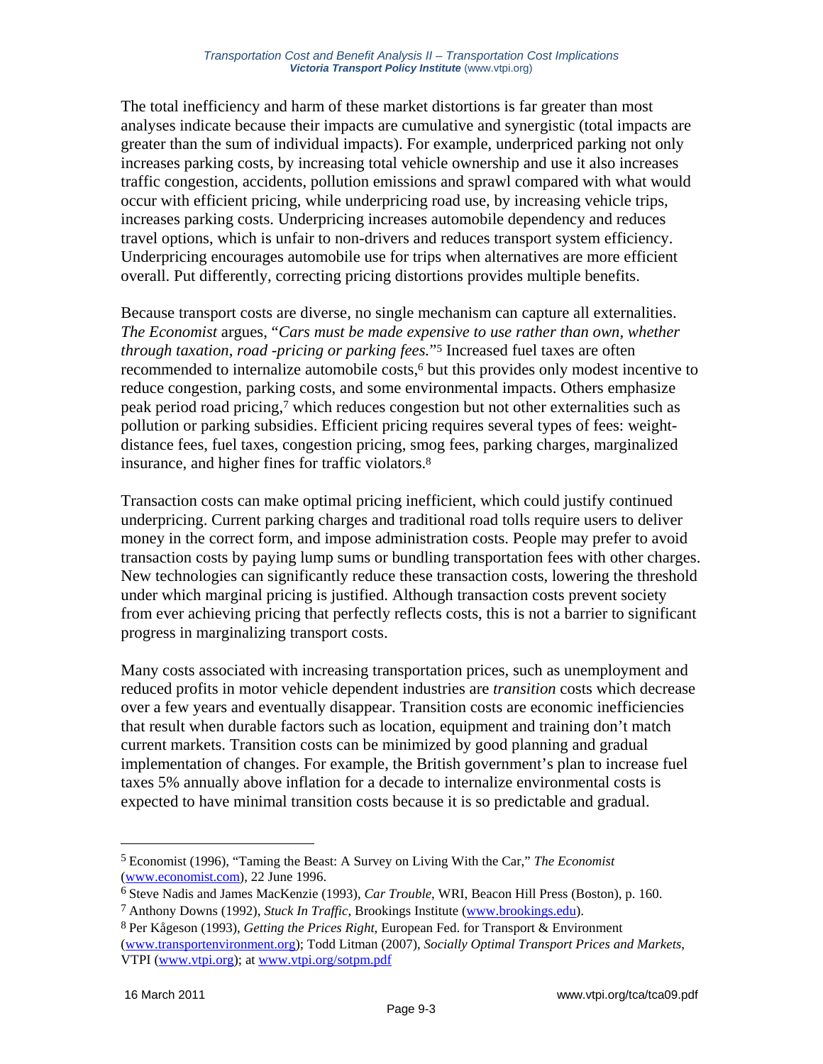The total inefficiency and harm of these market distortions is far greater than most analyses indicate because their impacts are cumulative and synergistic (total impacts are greater than the sum of individual impacts). For example, underpriced parking not only increases parking costs, by increasing total vehicle ownership and use it also increases traffic congestion, accidents, pollution emissions and sprawl compared with what would occur with efficient pricing, while underpricing road use, by increasing vehicle trips, increases parking costs. Underpricing increases automobile dependency and reduces travel options, which is unfair to non-drivers and reduces transport system efficiency. Underpricing encourages automobile use for trips when alternatives are more efficient overall. Put differently, correcting pricing distortions provides multiple benefits.

Because transport costs are diverse, no single mechanism can capture all externalities. *The Economist* argues, "*Cars must be made expensive to use rather than own, whether through taxation, road -pricing or parking fees.*"[5] Increased fuel taxes are often recommended to internalize automobile costs,[6] but this provides only modest incentive to reduce congestion, parking costs, and some environmental impacts. Others emphasize peak period road pricing,[7] which reduces congestion but not other externalities such as pollution or parking subsidies. Efficient pricing requires several types of fees: weight-distance fees, fuel taxes, congestion pricing, smog fees, parking charges, marginalized insurance, and higher fines for traffic violators.[8]

Transaction costs can make optimal pricing inefficient, which could justify continued underpricing. Current parking charges and traditional road tolls require users to deliver money in the correct form, and impose administration costs. People may prefer to avoid transaction costs by paying lump sums or bundling transportation fees with other charges. New technologies can significantly reduce these transaction costs, lowering the threshold under which marginal pricing is justified. Although transaction costs prevent society from ever achieving pricing that perfectly reflects costs, this is not a barrier to significant progress in marginalizing transport costs.

Many costs associated with increasing transportation prices, such as unemployment and reduced profits in motor vehicle dependent industries are *transition* costs which decrease over a few years and eventually disappear. Transition costs are economic inefficiencies that result when durable factors such as location, equipment and training don't match current markets. Transition costs can be minimized by good planning and gradual implementation of changes. For example, the British government's plan to increase fuel taxes 5% annually above inflation for a decade to internalize environmental costs is expected to have minimal transition costs because it is so predictable and gradual.

---

[5] Economist (1996), "Taming the Beast: A Survey on Living With the Car," *The Economist* (www.economist.com), 22 June 1996.

[6] Steve Nadis and James MacKenzie (1993), *Car Trouble*, WRI, Beacon Hill Press (Boston), p. 160.

[7] Anthony Downs (1992), *Stuck In Traffic*, Brookings Institute (www.brookings.edu).

[8] Per Kågeson (1993), *Getting the Prices Right*, European Fed. for Transport & Environment (www.transportenvironment.org); Todd Litman (2007), *Socially Optimal Transport Prices and Markets*, VTPI (www.vtpi.org); at www.vtpi.org/sotpm.pdf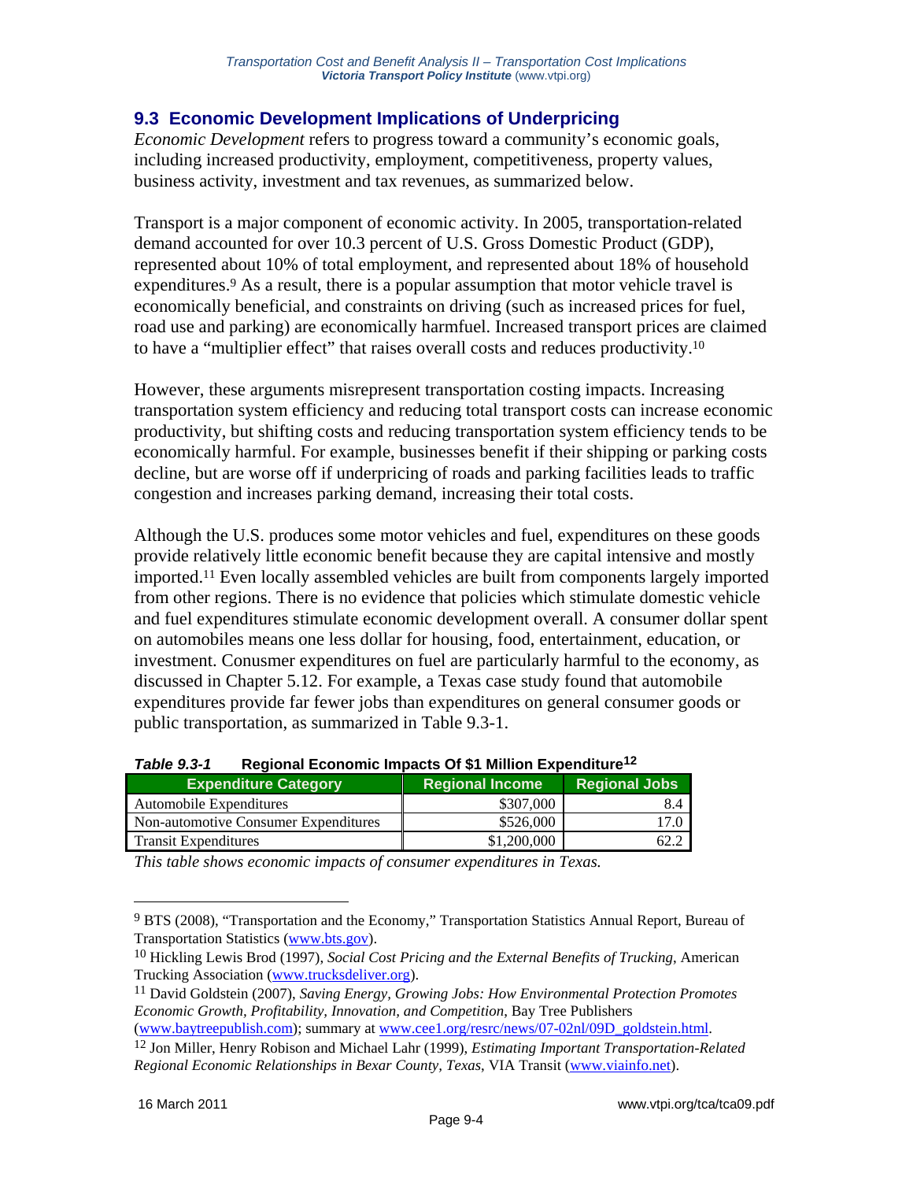## 9.3 Economic Development Implications of Underpricing

*Economic Development* refers to progress toward a community's economic goals, including increased productivity, employment, competitiveness, property values, business activity, investment and tax revenues, as summarized below.

Transport is a major component of economic activity. In 2005, transportation-related demand accounted for over 10.3 percent of U.S. Gross Domestic Product (GDP), represented about 10% of total employment, and represented about 18% of household expenditures.[9] As a result, there is a popular assumption that motor vehicle travel is economically beneficial, and constraints on driving (such as increased prices for fuel, road use and parking) are economically harmfuel. Increased transport prices are claimed to have a "multiplier effect" that raises overall costs and reduces productivity.[10]

However, these arguments misrepresent transportation costing impacts. Increasing transportation system efficiency and reducing total transport costs can increase economic productivity, but shifting costs and reducing transportation system efficiency tends to be economically harmful. For example, businesses benefit if their shipping or parking costs decline, but are worse off if underpricing of roads and parking facilities leads to traffic congestion and increases parking demand, increasing their total costs.

Although the U.S. produces some motor vehicles and fuel, expenditures on these goods provide relatively little economic benefit because they are capital intensive and mostly imported.[11] Even locally assembled vehicles are built from components largely imported from other regions. There is no evidence that policies which stimulate domestic vehicle and fuel expenditures stimulate economic development overall. A consumer dollar spent on automobiles means one less dollar for housing, food, entertainment, education, or investment. Conusmer expenditures on fuel are particularly harmful to the economy, as discussed in Chapter 5.12. For example, a Texas case study found that automobile expenditures provide far fewer jobs than expenditures on general consumer goods or public transportation, as summarized in Table 9.3-1.

***Table 9.3-1*** **Regional Economic Impacts Of $1 Million Expenditure[12]**

| Expenditure Category | Regional Income | Regional Jobs |
|---|---|---|
| Automobile Expenditures | $307,000 | 8.4 |
| Non-automotive Consumer Expenditures | $526,000 | 17.0 |
| Transit Expenditures | $1,200,000 | 62.2 |

*This table shows economic impacts of consumer expenditures in Texas.*

---

[9] BTS (2008), "Transportation and the Economy," Transportation Statistics Annual Report, Bureau of Transportation Statistics (www.bts.gov).

[10] Hickling Lewis Brod (1997), *Social Cost Pricing and the External Benefits of Trucking*, American Trucking Association (www.trucksdeliver.org).

[11] David Goldstein (2007), *Saving Energy, Growing Jobs: How Environmental Protection Promotes Economic Growth, Profitability, Innovation, and Competition*, Bay Tree Publishers (www.baytreepublish.com); summary at www.cee1.org/resrc/news/07-02nl/09D_goldstein.html.

[12] Jon Miller, Henry Robison and Michael Lahr (1999), *Estimating Important Transportation-Related Regional Economic Relationships in Bexar County, Texas*, VIA Transit (www.viainfo.net).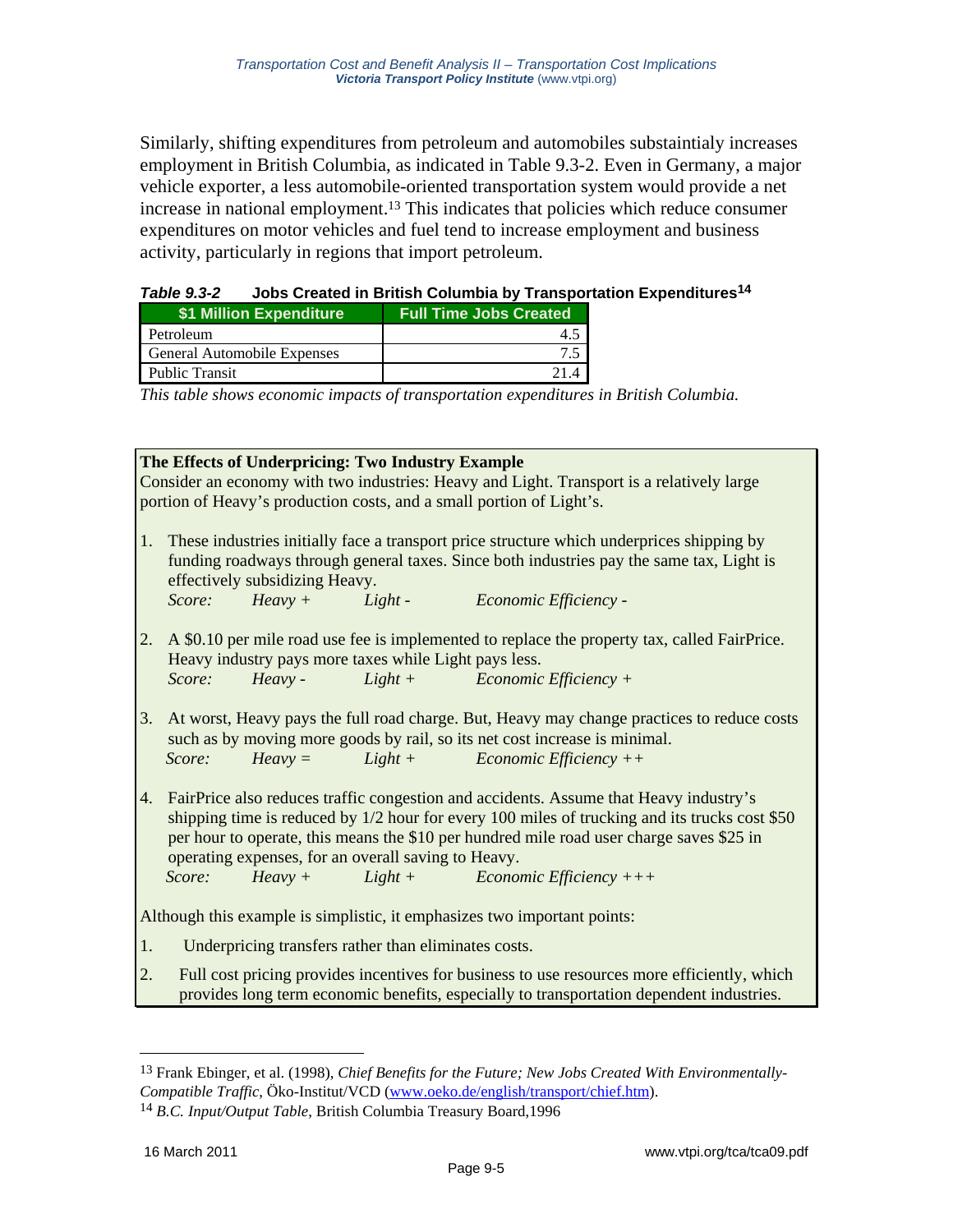Similarly, shifting expenditures from petroleum and automobiles substaintialy increases employment in British Columbia, as indicated in Table 9.3-2. Even in Germany, a major vehicle exporter, a less automobile-oriented transportation system would provide a net increase in national employment.[13] This indicates that policies which reduce consumer expenditures on motor vehicles and fuel tend to increase employment and business activity, particularly in regions that import petroleum.

***Table 9.3-2*** **Jobs Created in British Columbia by Transportation Expenditures[14]**

| $1 Million Expenditure | Full Time Jobs Created |
|---|---|
| Petroleum | 4.5 |
| General Automobile Expenses | 7.5 |
| Public Transit | 21.4 |

*This table shows economic impacts of transportation expenditures in British Columbia.*

**The Effects of Underpricing: Two Industry Example**

Consider an economy with two industries: Heavy and Light. Transport is a relatively large portion of Heavy's production costs, and a small portion of Light's.

1. These industries initially face a transport price structure which underprices shipping by funding roadways through general taxes. Since both industries pay the same tax, Light is effectively subsidizing Heavy.
   *Score: Heavy + Light - Economic Efficiency -*

2. A $0.10 per mile road use fee is implemented to replace the property tax, called FairPrice. Heavy industry pays more taxes while Light pays less.
   *Score: Heavy - Light + Economic Efficiency +*

3. At worst, Heavy pays the full road charge. But, Heavy may change practices to reduce costs such as by moving more goods by rail, so its net cost increase is minimal.
   *Score: Heavy = Light + Economic Efficiency ++*

4. FairPrice also reduces traffic congestion and accidents. Assume that Heavy industry's shipping time is reduced by 1/2 hour for every 100 miles of trucking and its trucks cost $50 per hour to operate, this means the $10 per hundred mile road user charge saves $25 in operating expenses, for an overall saving to Heavy.
   *Score: Heavy + Light + Economic Efficiency +++*

Although this example is simplistic, it emphasizes two important points:

1. Underpricing transfers rather than eliminates costs.
2. Full cost pricing provides incentives for business to use resources more efficiently, which provides long term economic benefits, especially to transportation dependent industries.

---

[13] Frank Ebinger, et al. (1998), *Chief Benefits for the Future; New Jobs Created With Environmentally-Compatible Traffic*, Öko-Institut/VCD (www.oeko.de/english/transport/chief.htm).

[14] *B.C. Input/Output Table*, British Columbia Treasury Board,1996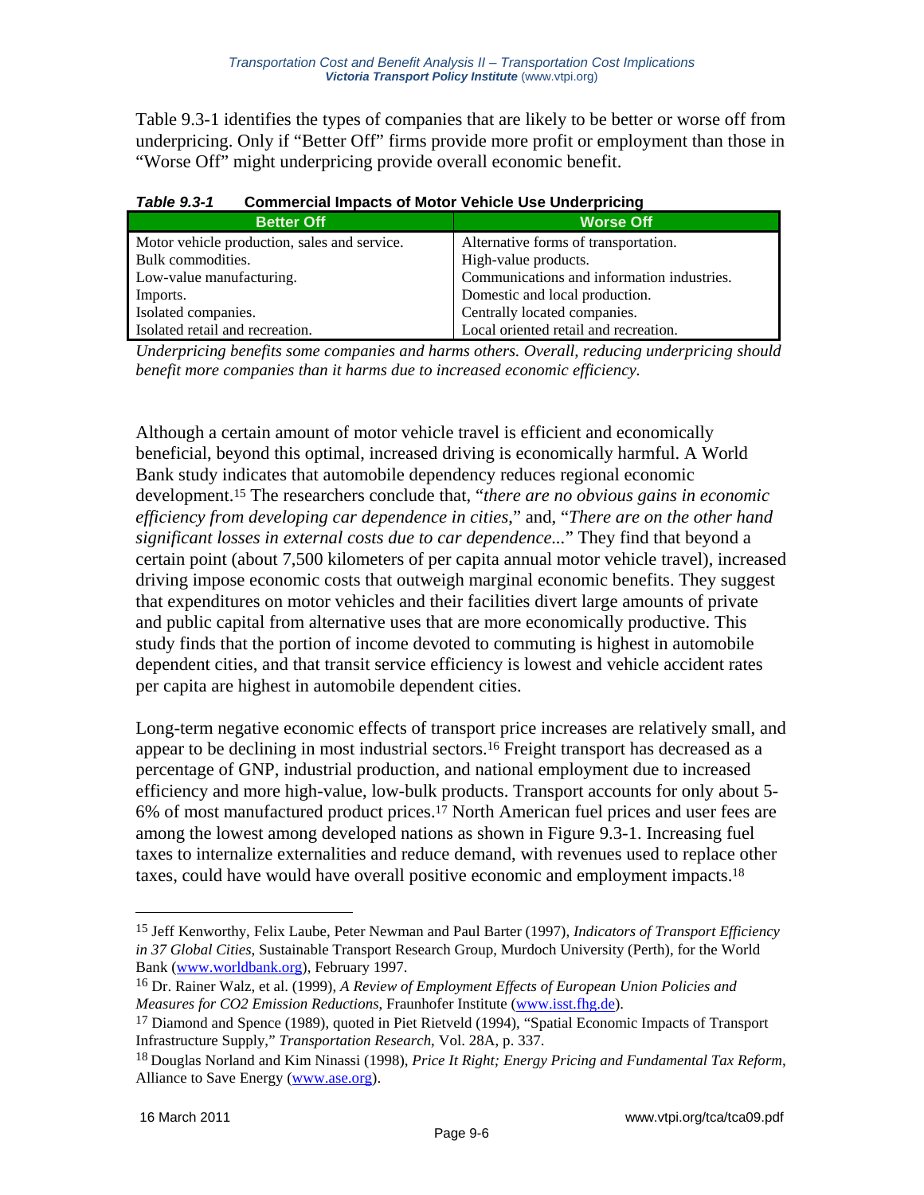Table 9.3-1 identifies the types of companies that are likely to be better or worse off from underpricing. Only if "Better Off" firms provide more profit or employment than those in "Worse Off" might underpricing provide overall economic benefit.

***Table 9.3-1*** **Commercial Impacts of Motor Vehicle Use Underpricing**

| Better Off | Worse Off |
|---|---|
| Motor vehicle production, sales and service. | Alternative forms of transportation. |
| Bulk commodities. | High-value products. |
| Low-value manufacturing. | Communications and information industries. |
| Imports. | Domestic and local production. |
| Isolated companies. | Centrally located companies. |
| Isolated retail and recreation. | Local oriented retail and recreation. |

*Underpricing benefits some companies and harms others. Overall, reducing underpricing should benefit more companies than it harms due to increased economic efficiency.*

Although a certain amount of motor vehicle travel is efficient and economically beneficial, beyond this optimal, increased driving is economically harmful. A World Bank study indicates that automobile dependency reduces regional economic development.[15] The researchers conclude that, "*there are no obvious gains in economic efficiency from developing car dependence in cities*," and, "*There are on the other hand significant losses in external costs due to car dependence...*" They find that beyond a certain point (about 7,500 kilometers of per capita annual motor vehicle travel), increased driving impose economic costs that outweigh marginal economic benefits. They suggest that expenditures on motor vehicles and their facilities divert large amounts of private and public capital from alternative uses that are more economically productive. This study finds that the portion of income devoted to commuting is highest in automobile dependent cities, and that transit service efficiency is lowest and vehicle accident rates per capita are highest in automobile dependent cities.

Long-term negative economic effects of transport price increases are relatively small, and appear to be declining in most industrial sectors.[16] Freight transport has decreased as a percentage of GNP, industrial production, and national employment due to increased efficiency and more high-value, low-bulk products. Transport accounts for only about 5-6% of most manufactured product prices.[17] North American fuel prices and user fees are among the lowest among developed nations as shown in Figure 9.3-1. Increasing fuel taxes to internalize externalities and reduce demand, with revenues used to replace other taxes, could have would have overall positive economic and employment impacts.[18]

---

[15] Jeff Kenworthy, Felix Laube, Peter Newman and Paul Barter (1997), *Indicators of Transport Efficiency in 37 Global Cities*, Sustainable Transport Research Group, Murdoch University (Perth), for the World Bank (www.worldbank.org), February 1997.

[16] Dr. Rainer Walz, et al. (1999), *A Review of Employment Effects of European Union Policies and Measures for CO2 Emission Reductions*, Fraunhofer Institute (www.isst.fhg.de).

[17] Diamond and Spence (1989), quoted in Piet Rietveld (1994), "Spatial Economic Impacts of Transport Infrastructure Supply," *Transportation Research*, Vol. 28A, p. 337.

[18] Douglas Norland and Kim Ninassi (1998), *Price It Right; Energy Pricing and Fundamental Tax Reform*, Alliance to Save Energy (www.ase.org).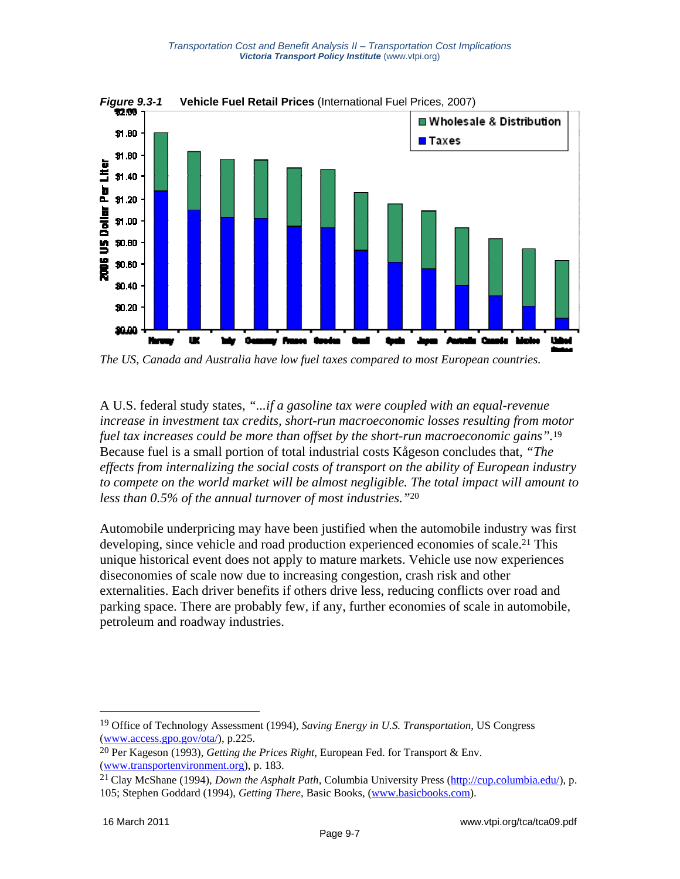*Figure 9.3-1* **Vehicle Fuel Retail Prices** (International Fuel Prices, 2007)

*The US, Canada and Australia have low fuel taxes compared to most European countries.*

A U.S. federal study states, *"...if a gasoline tax were coupled with an equal-revenue increase in investment tax credits, short-run macroeconomic losses resulting from motor fuel tax increases could be more than offset by the short-run macroeconomic gains"*.[19] Because fuel is a small portion of total industrial costs Kågeson concludes that, *"The effects from internalizing the social costs of transport on the ability of European industry to compete on the world market will be almost negligible. The total impact will amount to less than 0.5% of the annual turnover of most industries."*[20]

Automobile underpricing may have been justified when the automobile industry was first developing, since vehicle and road production experienced economies of scale.[21] This unique historical event does not apply to mature markets. Vehicle use now experiences diseconomies of scale now due to increasing congestion, crash risk and other externalities. Each driver benefits if others drive less, reducing conflicts over road and parking space. There are probably few, if any, further economies of scale in automobile, petroleum and roadway industries.

---

[19] Office of Technology Assessment (1994), *Saving Energy in U.S. Transportation*, US Congress (www.access.gpo.gov/ota/), p.225.

[20] Per Kageson (1993), *Getting the Prices Right*, European Fed. for Transport & Env. (www.transportenvironment.org), p. 183.

[21] Clay McShane (1994), *Down the Asphalt Path*, Columbia University Press (http://cup.columbia.edu/), p. 105; Stephen Goddard (1994), *Getting There*, Basic Books, (www.basicbooks.com).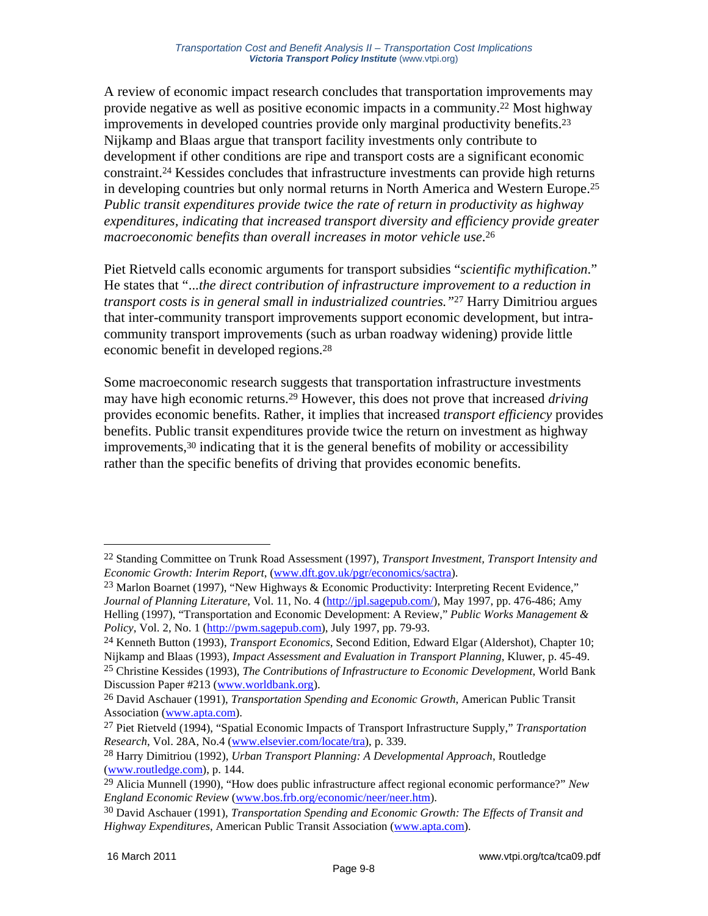A review of economic impact research concludes that transportation improvements may provide negative as well as positive economic impacts in a community.[22] Most highway improvements in developed countries provide only marginal productivity benefits.[23] Nijkamp and Blaas argue that transport facility investments only contribute to development if other conditions are ripe and transport costs are a significant economic constraint.[24] Kessides concludes that infrastructure investments can provide high returns in developing countries but only normal returns in North America and Western Europe.[25] *Public transit expenditures provide twice the rate of return in productivity as highway expenditures, indicating that increased transport diversity and efficiency provide greater macroeconomic benefits than overall increases in motor vehicle use*.[26]

Piet Rietveld calls economic arguments for transport subsidies "*scientific mythification*." He states that "*...the direct contribution of infrastructure improvement to a reduction in transport costs is in general small in industrialized countries."*[27] Harry Dimitriou argues that inter-community transport improvements support economic development, but intra-community transport improvements (such as urban roadway widening) provide little economic benefit in developed regions.[28]

Some macroeconomic research suggests that transportation infrastructure investments may have high economic returns.[29] However, this does not prove that increased *driving* provides economic benefits. Rather, it implies that increased *transport efficiency* provides benefits. Public transit expenditures provide twice the return on investment as highway improvements,[30] indicating that it is the general benefits of mobility or accessibility rather than the specific benefits of driving that provides economic benefits.

---

[22] Standing Committee on Trunk Road Assessment (1997), *Transport Investment, Transport Intensity and Economic Growth: Interim Report*, (www.dft.gov.uk/pgr/economics/sactra).

[23] Marlon Boarnet (1997), "New Highways & Economic Productivity: Interpreting Recent Evidence," *Journal of Planning Literature*, Vol. 11, No. 4 (http://jpl.sagepub.com/), May 1997, pp. 476-486; Amy Helling (1997), "Transportation and Economic Development: A Review," *Public Works Management & Policy*, Vol. 2, No. 1 (http://pwm.sagepub.com), July 1997, pp. 79-93.

[24] Kenneth Button (1993), *Transport Economics*, Second Edition, Edward Elgar (Aldershot), Chapter 10; Nijkamp and Blaas (1993), *Impact Assessment and Evaluation in Transport Planning*, Kluwer, p. 45-49.

[25] Christine Kessides (1993), *The Contributions of Infrastructure to Economic Development*, World Bank Discussion Paper #213 (www.worldbank.org).

[26] David Aschauer (1991), *Transportation Spending and Economic Growth*, American Public Transit Association (www.apta.com).

[27] Piet Rietveld (1994), "Spatial Economic Impacts of Transport Infrastructure Supply," *Transportation Research*, Vol. 28A, No.4 (www.elsevier.com/locate/tra), p. 339.

[28] Harry Dimitriou (1992), *Urban Transport Planning: A Developmental Approach*, Routledge (www.routledge.com), p. 144.

[29] Alicia Munnell (1990), "How does public infrastructure affect regional economic performance?" *New England Economic Review* (www.bos.frb.org/economic/neer/neer.htm).

[30] David Aschauer (1991), *Transportation Spending and Economic Growth: The Effects of Transit and Highway Expenditures*, American Public Transit Association (www.apta.com).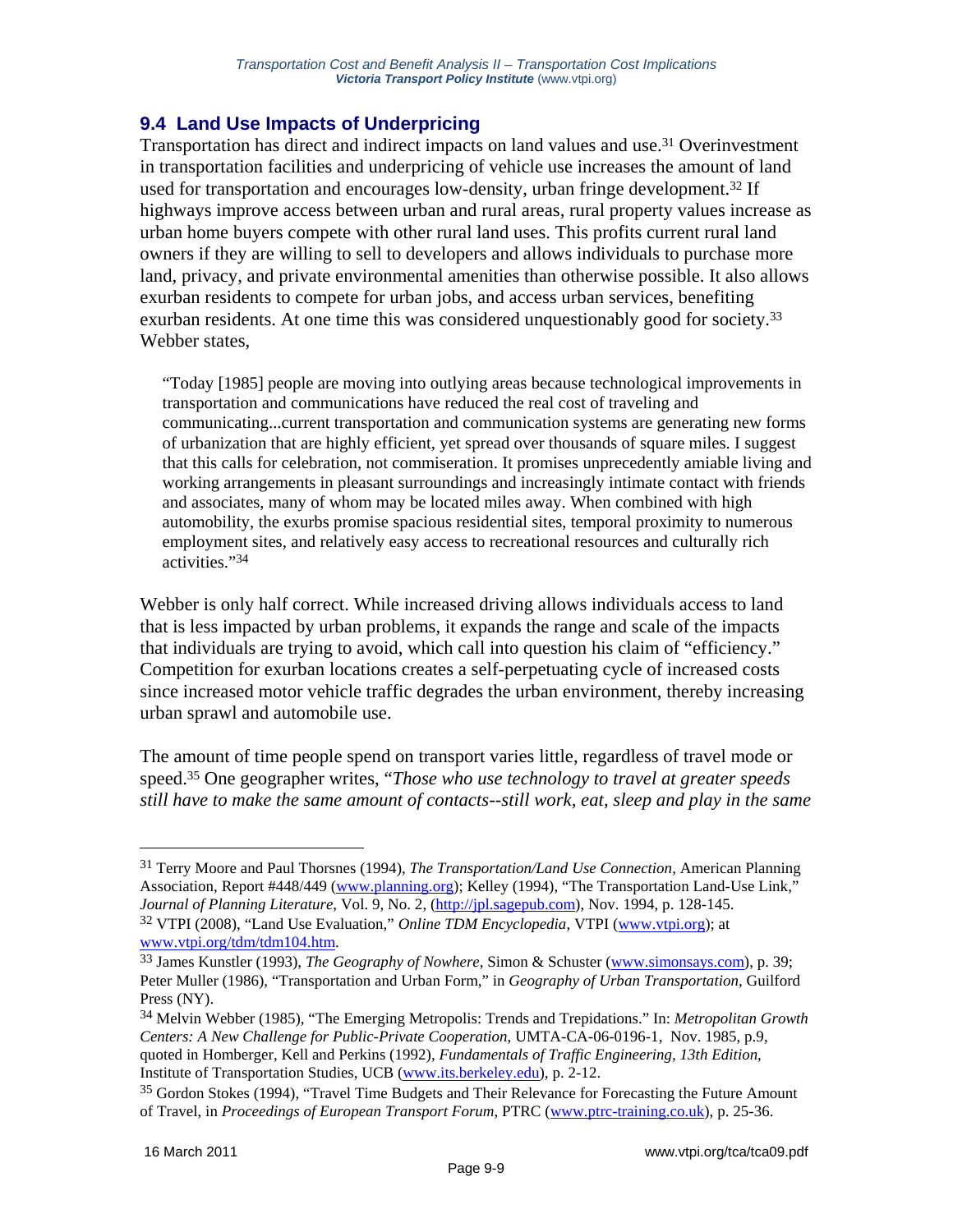## 9.4 Land Use Impacts of Underpricing

Transportation has direct and indirect impacts on land values and use.[31] Overinvestment in transportation facilities and underpricing of vehicle use increases the amount of land used for transportation and encourages low-density, urban fringe development.[32] If highways improve access between urban and rural areas, rural property values increase as urban home buyers compete with other rural land uses. This profits current rural land owners if they are willing to sell to developers and allows individuals to purchase more land, privacy, and private environmental amenities than otherwise possible. It also allows exurban residents to compete for urban jobs, and access urban services, benefiting exurban residents. At one time this was considered unquestionably good for society.[33] Webber states,

> "Today [1985] people are moving into outlying areas because technological improvements in transportation and communications have reduced the real cost of traveling and communicating...current transportation and communication systems are generating new forms of urbanization that are highly efficient, yet spread over thousands of square miles. I suggest that this calls for celebration, not commiseration. It promises unprecedentedly amiable living and working arrangements in pleasant surroundings and increasingly intimate contact with friends and associates, many of whom may be located miles away. When combined with high automobility, the exurbs promise spacious residential sites, temporal proximity to numerous employment sites, and relatively easy access to recreational resources and culturally rich activities."[34]

Webber is only half correct. While increased driving allows individuals access to land that is less impacted by urban problems, it expands the range and scale of the impacts that individuals are trying to avoid, which call into question his claim of "efficiency." Competition for exurban locations creates a self-perpetuating cycle of increased costs since increased motor vehicle traffic degrades the urban environment, thereby increasing urban sprawl and automobile use.

The amount of time people spend on transport varies little, regardless of travel mode or speed.[35] One geographer writes, "*Those who use technology to travel at greater speeds still have to make the same amount of contacts--still work, eat, sleep and play in the same*

---

[31] Terry Moore and Paul Thorsnes (1994), *The Transportation/Land Use Connection*, American Planning Association, Report #448/449 (www.planning.org); Kelley (1994), "The Transportation Land-Use Link," *Journal of Planning Literature*, Vol. 9, No. 2, (http://jpl.sagepub.com), Nov. 1994, p. 128-145.

[32] VTPI (2008), "Land Use Evaluation," *Online TDM Encyclopedia*, VTPI (www.vtpi.org); at www.vtpi.org/tdm/tdm104.htm.

[33] James Kunstler (1993), *The Geography of Nowhere*, Simon & Schuster (www.simonsays.com), p. 39; Peter Muller (1986), "Transportation and Urban Form," in *Geography of Urban Transportation*, Guilford Press (NY).

[34] Melvin Webber (1985), "The Emerging Metropolis: Trends and Trepidations." In: *Metropolitan Growth Centers: A New Challenge for Public-Private Cooperation*, UMTA-CA-06-0196-1, Nov. 1985, p.9, quoted in Homberger, Kell and Perkins (1992), *Fundamentals of Traffic Engineering, 13th Edition*, Institute of Transportation Studies, UCB (www.its.berkeley.edu), p. 2-12.

[35] Gordon Stokes (1994), "Travel Time Budgets and Their Relevance for Forecasting the Future Amount of Travel, in *Proceedings of European Transport Forum*, PTRC (www.ptrc-training.co.uk), p. 25-36.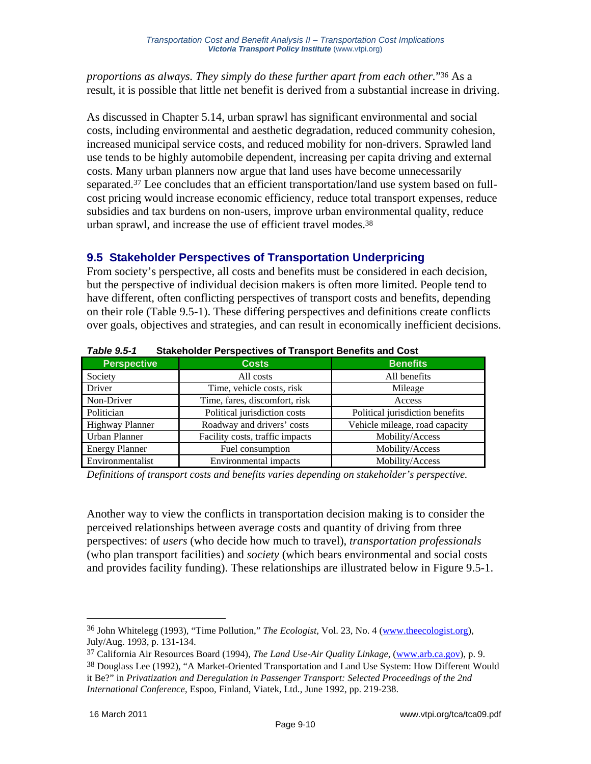*proportions as always. They simply do these further apart from each other.*"[36] As a result, it is possible that little net benefit is derived from a substantial increase in driving.

As discussed in Chapter 5.14, urban sprawl has significant environmental and social costs, including environmental and aesthetic degradation, reduced community cohesion, increased municipal service costs, and reduced mobility for non-drivers. Sprawled land use tends to be highly automobile dependent, increasing per capita driving and external costs. Many urban planners now argue that land uses have become unnecessarily separated.[37] Lee concludes that an efficient transportation/land use system based on full-cost pricing would increase economic efficiency, reduce total transport expenses, reduce subsidies and tax burdens on non-users, improve urban environmental quality, reduce urban sprawl, and increase the use of efficient travel modes.[38]

## 9.5 Stakeholder Perspectives of Transportation Underpricing

From society's perspective, all costs and benefits must be considered in each decision, but the perspective of individual decision makers is often more limited. People tend to have different, often conflicting perspectives of transport costs and benefits, depending on their role (Table 9.5-1). These differing perspectives and definitions create conflicts over goals, objectives and strategies, and can result in economically inefficient decisions.

***Table 9.5-1*** **Stakeholder Perspectives of Transport Benefits and Cost**

| Perspective | Costs | Benefits |
|---|---|---|
| Society | All costs | All benefits |
| Driver | Time, vehicle costs, risk | Mileage |
| Non-Driver | Time, fares, discomfort, risk | Access |
| Politician | Political jurisdiction costs | Political jurisdiction benefits |
| Highway Planner | Roadway and drivers' costs | Vehicle mileage, road capacity |
| Urban Planner | Facility costs, traffic impacts | Mobility/Access |
| Energy Planner | Fuel consumption | Mobility/Access |
| Environmentalist | Environmental impacts | Mobility/Access |

*Definitions of transport costs and benefits varies depending on stakeholder's perspective.*

Another way to view the conflicts in transportation decision making is to consider the perceived relationships between average costs and quantity of driving from three perspectives: of *users* (who decide how much to travel), *transportation professionals* (who plan transport facilities) and *society* (which bears environmental and social costs and provides facility funding). These relationships are illustrated below in Figure 9.5-1.

---

[36] John Whitelegg (1993), "Time Pollution," *The Ecologist*, Vol. 23, No. 4 (www.theecologist.org), July/Aug. 1993, p. 131-134.

[37] California Air Resources Board (1994), *The Land Use-Air Quality Linkage*, (www.arb.ca.gov), p. 9.

[38] Douglass Lee (1992), "A Market-Oriented Transportation and Land Use System: How Different Would it Be?" in *Privatization and Deregulation in Passenger Transport: Selected Proceedings of the 2nd International Conference*, Espoo, Finland, Viatek, Ltd., June 1992, pp. 219-238.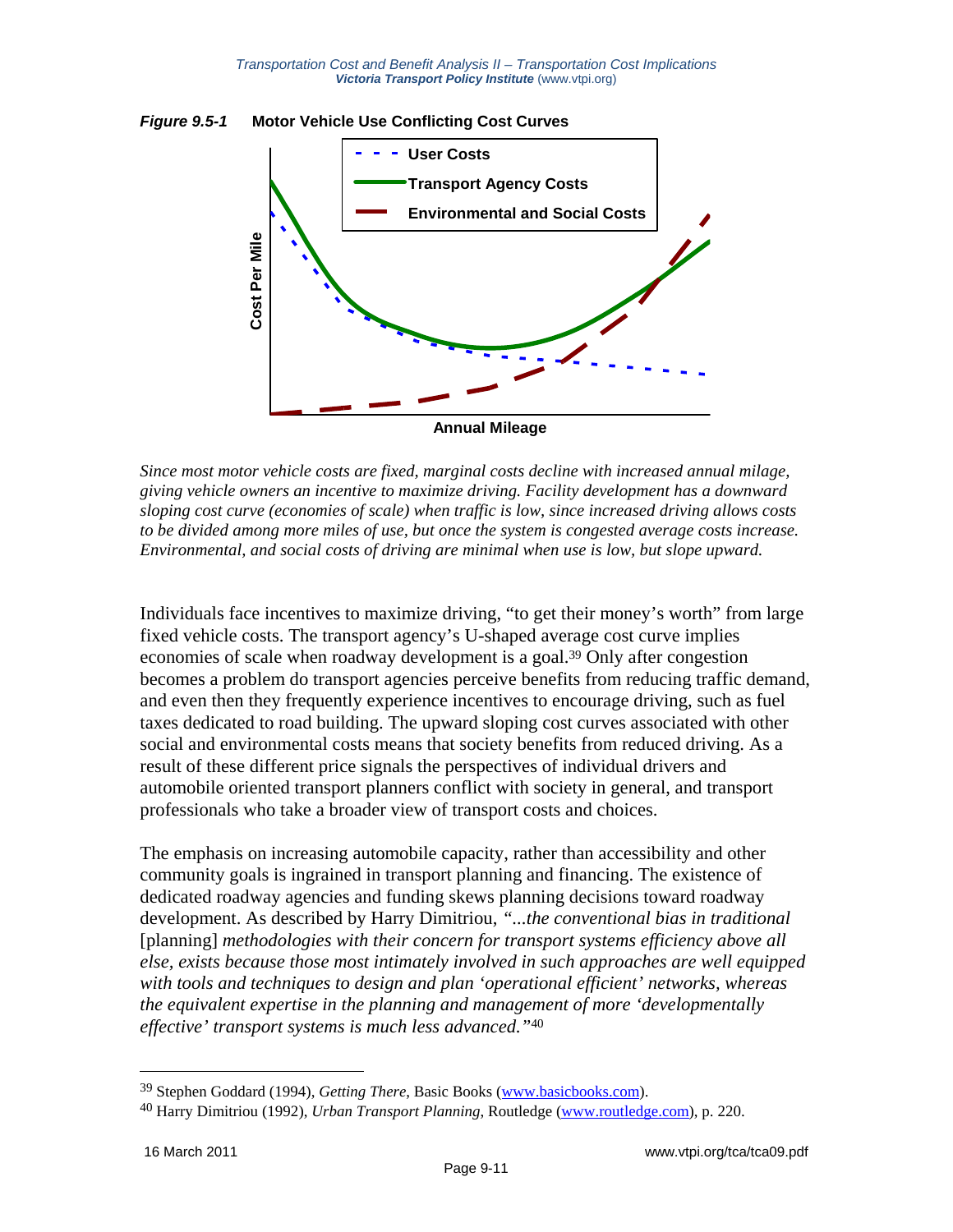*Figure 9.5-1* **Motor Vehicle Use Conflicting Cost Curves**

*Since most motor vehicle costs are fixed, marginal costs decline with increased annual milage, giving vehicle owners an incentive to maximize driving. Facility development has a downward sloping cost curve (economies of scale) when traffic is low, since increased driving allows costs to be divided among more miles of use, but once the system is congested average costs increase. Environmental, and social costs of driving are minimal when use is low, but slope upward.*

Individuals face incentives to maximize driving, "to get their money's worth" from large fixed vehicle costs. The transport agency's U-shaped average cost curve implies economies of scale when roadway development is a goal.[39] Only after congestion becomes a problem do transport agencies perceive benefits from reducing traffic demand, and even then they frequently experience incentives to encourage driving, such as fuel taxes dedicated to road building. The upward sloping cost curves associated with other social and environmental costs means that society benefits from reduced driving. As a result of these different price signals the perspectives of individual drivers and automobile oriented transport planners conflict with society in general, and transport professionals who take a broader view of transport costs and choices.

The emphasis on increasing automobile capacity, rather than accessibility and other community goals is ingrained in transport planning and financing. The existence of dedicated roadway agencies and funding skews planning decisions toward roadway development. As described by Harry Dimitriou, *"...the conventional bias in traditional* [planning] *methodologies with their concern for transport systems efficiency above all else, exists because those most intimately involved in such approaches are well equipped with tools and techniques to design and plan 'operational efficient' networks, whereas the equivalent expertise in the planning and management of more 'developmentally effective' transport systems is much less advanced."*[40]

---

[39] Stephen Goddard (1994), *Getting There*, Basic Books (www.basicbooks.com).

[40] Harry Dimitriou (1992), *Urban Transport Planning*, Routledge (www.routledge.com), p. 220.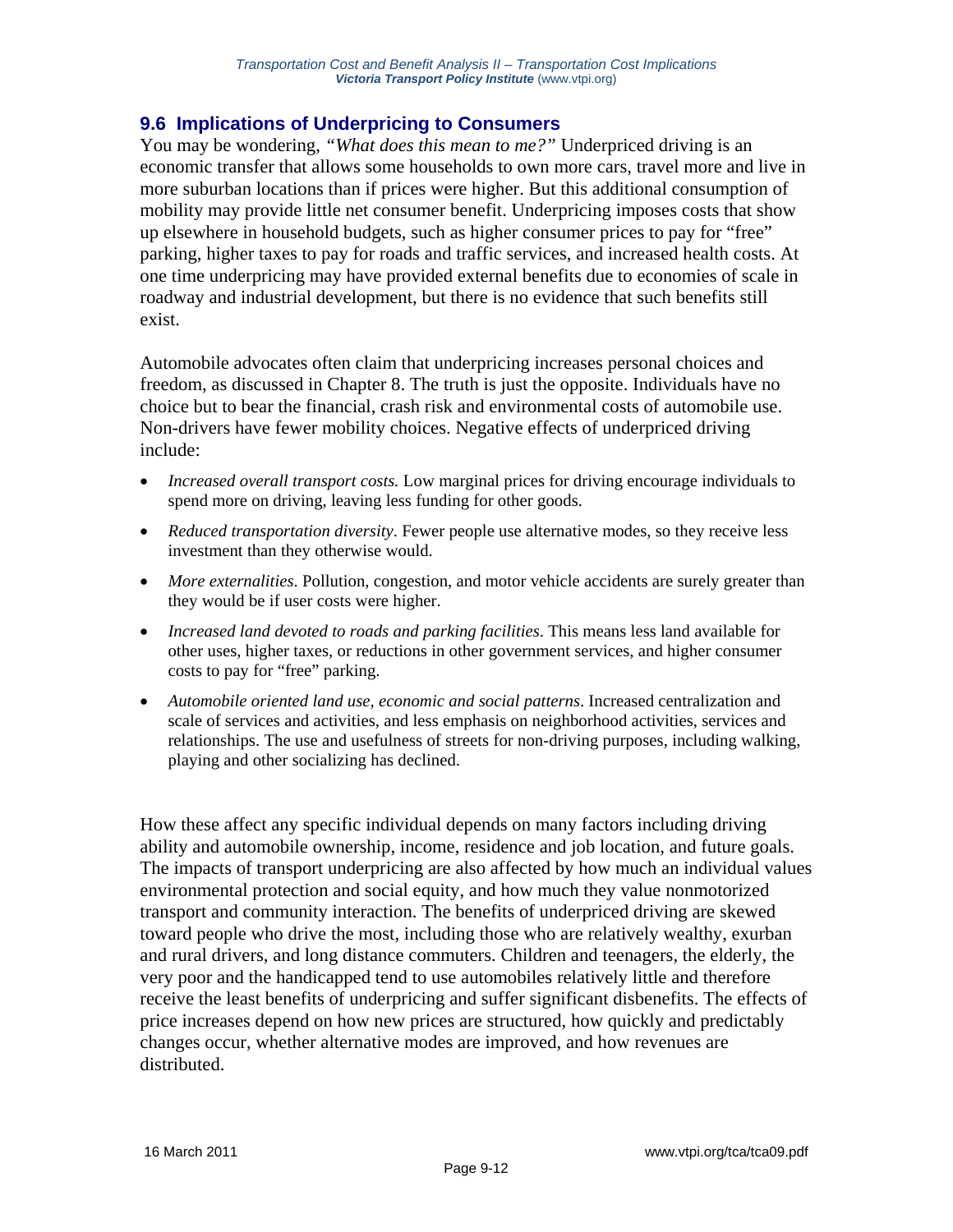## 9.6 Implications of Underpricing to Consumers

You may be wondering, *"What does this mean to me?"* Underpriced driving is an economic transfer that allows some households to own more cars, travel more and live in more suburban locations than if prices were higher. But this additional consumption of mobility may provide little net consumer benefit. Underpricing imposes costs that show up elsewhere in household budgets, such as higher consumer prices to pay for "free" parking, higher taxes to pay for roads and traffic services, and increased health costs. At one time underpricing may have provided external benefits due to economies of scale in roadway and industrial development, but there is no evidence that such benefits still exist.

Automobile advocates often claim that underpricing increases personal choices and freedom, as discussed in Chapter 8. The truth is just the opposite. Individuals have no choice but to bear the financial, crash risk and environmental costs of automobile use. Non-drivers have fewer mobility choices. Negative effects of underpriced driving include:

- *Increased overall transport costs.* Low marginal prices for driving encourage individuals to spend more on driving, leaving less funding for other goods.
- *Reduced transportation diversity*. Fewer people use alternative modes, so they receive less investment than they otherwise would.
- *More externalities*. Pollution, congestion, and motor vehicle accidents are surely greater than they would be if user costs were higher.
- *Increased land devoted to roads and parking facilities*. This means less land available for other uses, higher taxes, or reductions in other government services, and higher consumer costs to pay for "free" parking.
- *Automobile oriented land use, economic and social patterns*. Increased centralization and scale of services and activities, and less emphasis on neighborhood activities, services and relationships. The use and usefulness of streets for non-driving purposes, including walking, playing and other socializing has declined.

How these affect any specific individual depends on many factors including driving ability and automobile ownership, income, residence and job location, and future goals. The impacts of transport underpricing are also affected by how much an individual values environmental protection and social equity, and how much they value nonmotorized transport and community interaction. The benefits of underpriced driving are skewed toward people who drive the most, including those who are relatively wealthy, exurban and rural drivers, and long distance commuters. Children and teenagers, the elderly, the very poor and the handicapped tend to use automobiles relatively little and therefore receive the least benefits of underpricing and suffer significant disbenefits. The effects of price increases depend on how new prices are structured, how quickly and predictably changes occur, whether alternative modes are improved, and how revenues are distributed.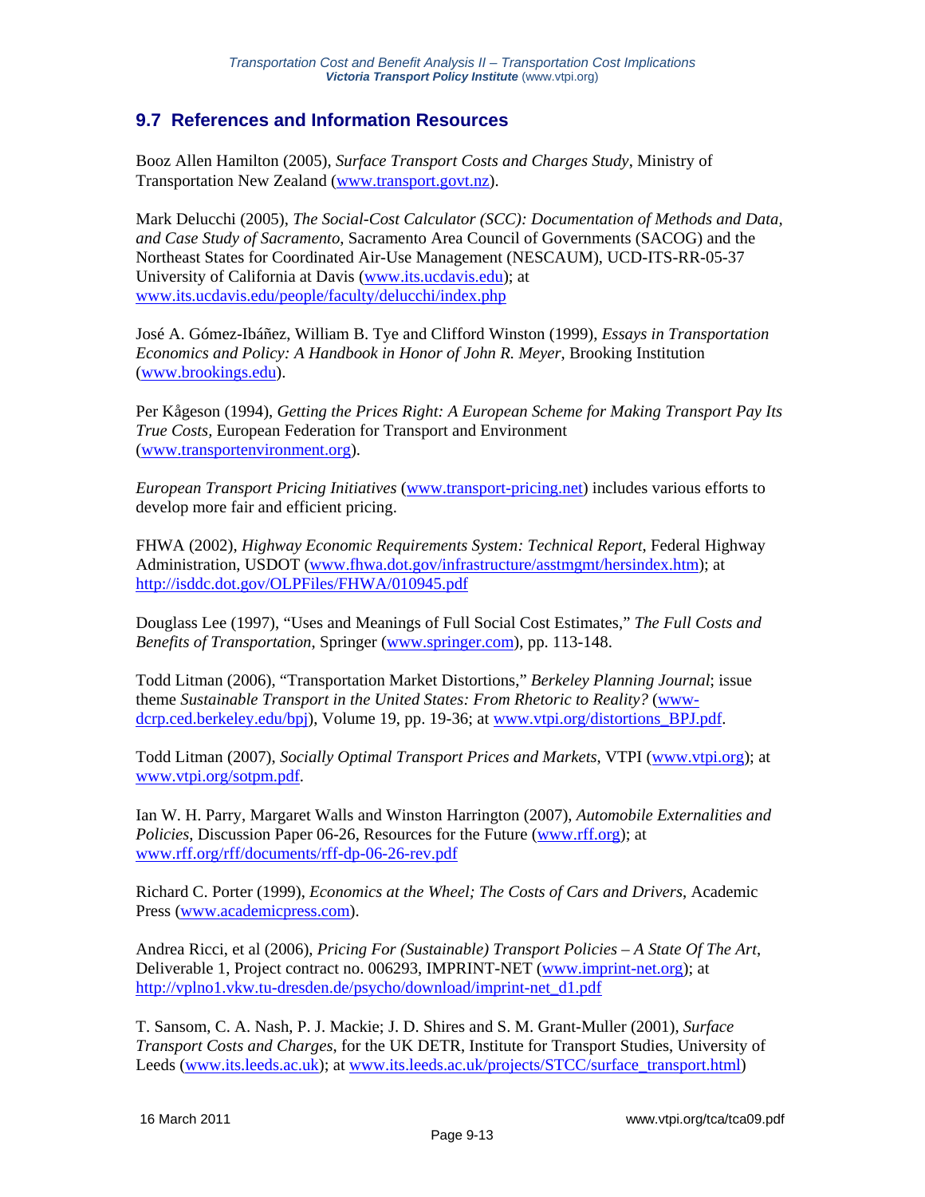## 9.7 References and Information Resources

Booz Allen Hamilton (2005), *Surface Transport Costs and Charges Study*, Ministry of Transportation New Zealand (www.transport.govt.nz).

Mark Delucchi (2005), *The Social-Cost Calculator (SCC): Documentation of Methods and Data, and Case Study of Sacramento*, Sacramento Area Council of Governments (SACOG) and the Northeast States for Coordinated Air-Use Management (NESCAUM), UCD-ITS-RR-05-37 University of California at Davis (www.its.ucdavis.edu); at www.its.ucdavis.edu/people/faculty/delucchi/index.php

José A. Gómez-Ibáñez, William B. Tye and Clifford Winston (1999), *Essays in Transportation Economics and Policy: A Handbook in Honor of John R. Meyer*, Brooking Institution (www.brookings.edu).

Per Kågeson (1994), *Getting the Prices Right: A European Scheme for Making Transport Pay Its True Costs*, European Federation for Transport and Environment (www.transportenvironment.org).

*European Transport Pricing Initiatives* (www.transport-pricing.net) includes various efforts to develop more fair and efficient pricing.

FHWA (2002), *Highway Economic Requirements System: Technical Report*, Federal Highway Administration, USDOT (www.fhwa.dot.gov/infrastructure/asstmgmt/hersindex.htm); at http://isddc.dot.gov/OLPFiles/FHWA/010945.pdf

Douglass Lee (1997), "Uses and Meanings of Full Social Cost Estimates," *The Full Costs and Benefits of Transportation*, Springer (www.springer.com), pp. 113-148.

Todd Litman (2006), "Transportation Market Distortions," *Berkeley Planning Journal*; issue theme *Sustainable Transport in the United States: From Rhetoric to Reality?* (www-dcrp.ced.berkeley.edu/bpj), Volume 19, pp. 19-36; at www.vtpi.org/distortions_BPJ.pdf.

Todd Litman (2007), *Socially Optimal Transport Prices and Markets*, VTPI (www.vtpi.org); at www.vtpi.org/sotpm.pdf.

Ian W. H. Parry, Margaret Walls and Winston Harrington (2007), *Automobile Externalities and Policies*, Discussion Paper 06-26, Resources for the Future (www.rff.org); at www.rff.org/rff/documents/rff-dp-06-26-rev.pdf

Richard C. Porter (1999), *Economics at the Wheel; The Costs of Cars and Drivers*, Academic Press (www.academicpress.com).

Andrea Ricci, et al (2006), *Pricing For (Sustainable) Transport Policies – A State Of The Art*, Deliverable 1, Project contract no. 006293, IMPRINT-NET (www.imprint-net.org); at http://vplno1.vkw.tu-dresden.de/psycho/download/imprint-net_d1.pdf

T. Sansom, C. A. Nash, P. J. Mackie; J. D. Shires and S. M. Grant-Muller (2001), *Surface Transport Costs and Charges*, for the UK DETR, Institute for Transport Studies, University of Leeds (www.its.leeds.ac.uk); at www.its.leeds.ac.uk/projects/STCC/surface_transport.html)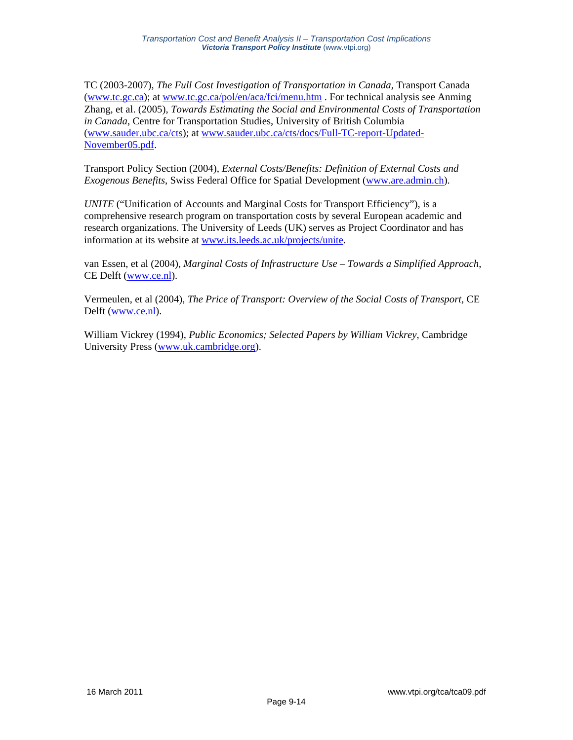TC (2003-2007), *The Full Cost Investigation of Transportation in Canada*, Transport Canada (www.tc.gc.ca); at www.tc.gc.ca/pol/en/aca/fci/menu.htm . For technical analysis see Anming Zhang, et al. (2005), *Towards Estimating the Social and Environmental Costs of Transportation in Canada*, Centre for Transportation Studies, University of British Columbia (www.sauder.ubc.ca/cts); at www.sauder.ubc.ca/cts/docs/Full-TC-report-Updated-November05.pdf.

Transport Policy Section (2004), *External Costs/Benefits: Definition of External Costs and Exogenous Benefits*, Swiss Federal Office for Spatial Development (www.are.admin.ch).

*UNITE* ("Unification of Accounts and Marginal Costs for Transport Efficiency"), is a comprehensive research program on transportation costs by several European academic and research organizations. The University of Leeds (UK) serves as Project Coordinator and has information at its website at www.its.leeds.ac.uk/projects/unite.

van Essen, et al (2004), *Marginal Costs of Infrastructure Use – Towards a Simplified Approach*, CE Delft (www.ce.nl).

Vermeulen, et al (2004), *The Price of Transport: Overview of the Social Costs of Transport*, CE Delft (www.ce.nl).

William Vickrey (1994), *Public Economics; Selected Papers by William Vickrey*, Cambridge University Press (www.uk.cambridge.org).